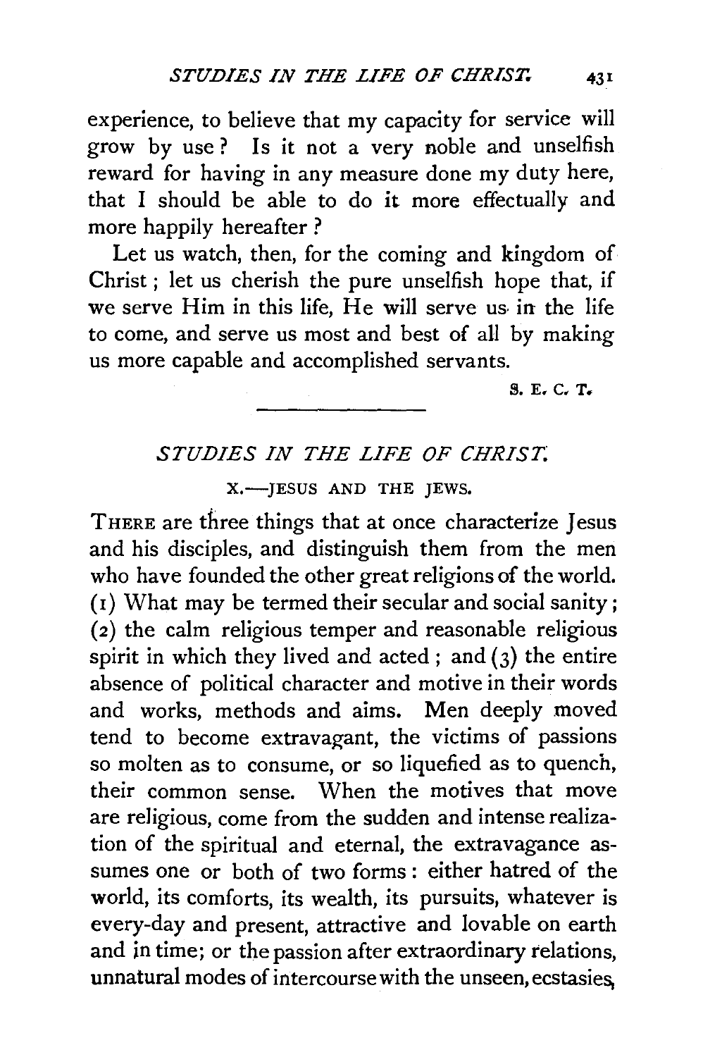experience, to believe that my capacity for service will grow by use? Is it not a very noble and unselfish reward for having in any measure done my duty here, that I should be able to do it more effectually and more happily hereafter?

Let us watch, then, for the coming and kingdom of Christ; let us cherish the pure unselfish hope that, if we serve Him in this life, He will serve us in the life to come, and serve us most and best of all by making us more capable and accomplished servants.

S. E. C. T.

---

## *STUDIES IN THE LIFE OF CHRIST.*

### X.—JESUS AND THE JEWS.

THERE are three things that at once characterize Jesus and his disciples, and distinguish them from the men who have founded the other great religions of the world. (1) What may be termed their secular and social sanity; (2) the calm religious temper and reasonable religious spirit in which they lived and acted; and (3) the entire absence of political character and motive in their words and works, methods and aims. Men deeply moved tend to become extravagant, the victims of passions so molten as to consume, or so liquefied as to quench, their common sense. When the motives that move are religious, come from the sudden and intense realization of the spiritual and eternal, the extravagance assumes one or both of two forms: either hatred of the world, its comforts, its wealth, its pursuits, whatever is every-day and present, attractive and lovable on earth and in time; or the passion after extraordinary relations, unnatural modes of intercourse with the unseen, ecstasies,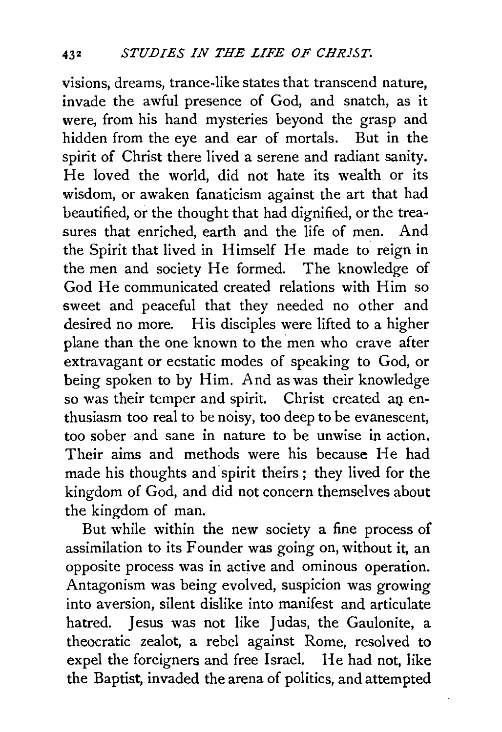visions, dreams, trance-like states that transcend nature, invade the awful presence of God, and snatch, as it were, from his hand mysteries beyond the grasp and hidden from the eye and ear of mortals. But in the spirit of Christ there lived a serene and radiant sanity. He loved the world, did not hate its wealth or its wisdom, or awaken fanaticism against the art that had beautified, or the thought that had dignified, or the treasures that enriched, earth and the life of men. And the Spirit that lived in Himself He made to reign in the men and society He formed. The knowledge of God He communicated created relations with Him so sweet and peaceful that they needed no other and desired no more. His disciples were lifted to a higher plane than the one known to the men who crave after extravagant or ecstatic modes of speaking to God, or being spoken to by Him. And as was their knowledge so was their temper and spirit. Christ created an enthusiasm too real to be noisy, too deep to be evanescent, too sober and sane in nature to be unwise in action. Their aims and methods were his because He had made his thoughts and spirit theirs; they lived for the kingdom of God, and did not concern themselves about the kingdom of man.

But while within the new society a fine process of assimilation to its Founder was going on, without it, an opposite process was in active and ominous operation. Antagonism was being evolved, suspicion was growing into aversion, silent dislike into manifest and articulate hatred. Jesus was not like Judas, the Gaulonite, a theocratic zealot, a rebel against Rome, resolved to expel the foreigners and free Israel. He had not, like the Baptist, invaded the arena of politics, and attempted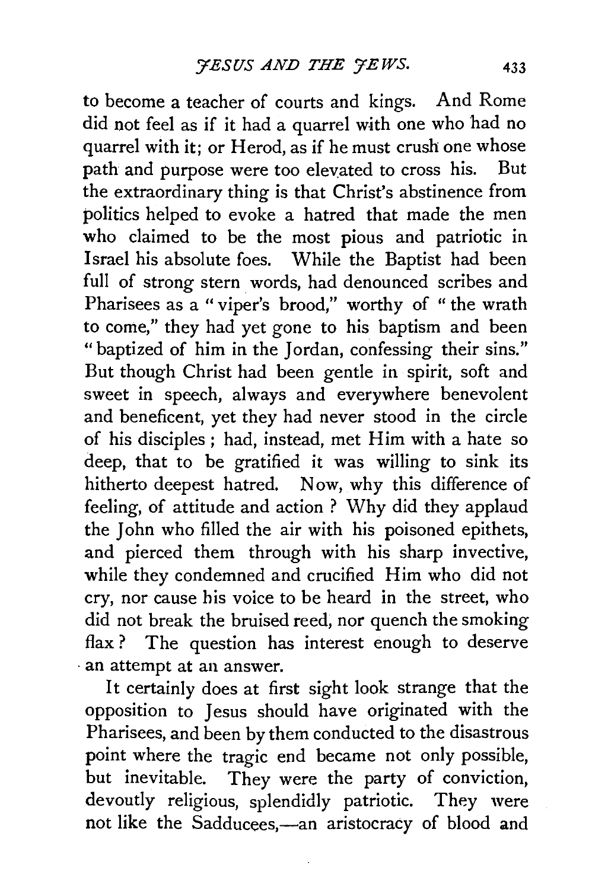to become a teacher of courts and kings. And Rome did not feel as if it had a quarrel with one who had no quarrel with it; or Herod, as if he must crush one whose path and purpose were too elevated to cross his. But the extraordinary thing is that Christ's abstinence from politics helped to evoke a hatred that made the men who claimed to be the most pious and patriotic in Israel his absolute foes. While the Baptist had been full of strong stern words, had denounced scribes and Pharisees as a "viper's brood," worthy of "the wrath to come," they had yet gone to his baptism and been "baptized of him in the Jordan, confessing their sins." But though Christ had been gentle in spirit, soft and sweet in speech, always and everywhere benevolent and beneficent, yet they had never stood in the circle of his disciples; had, instead, met Him with a hate so deep, that to be gratified it was willing to sink its hitherto deepest hatred. Now, why this difference of feeling, of attitude and action? Why did they applaud the John who filled the air with his poisoned epithets, and pierced them through with his sharp invective, while they condemned and crucified Him who did not cry, nor cause his voice to be heard in the street, who did not break the bruised reed, nor quench the smoking flax? The question has interest enough to deserve an attempt at an answer.

It certainly does at first sight look strange that the opposition to Jesus should have originated with the Pharisees, and been by them conducted to the disastrous point where the tragic end became not only possible, but inevitable. They were the party of conviction, devoutly religious, splendidly patriotic. They were not like the Sadducees,—an aristocracy of blood and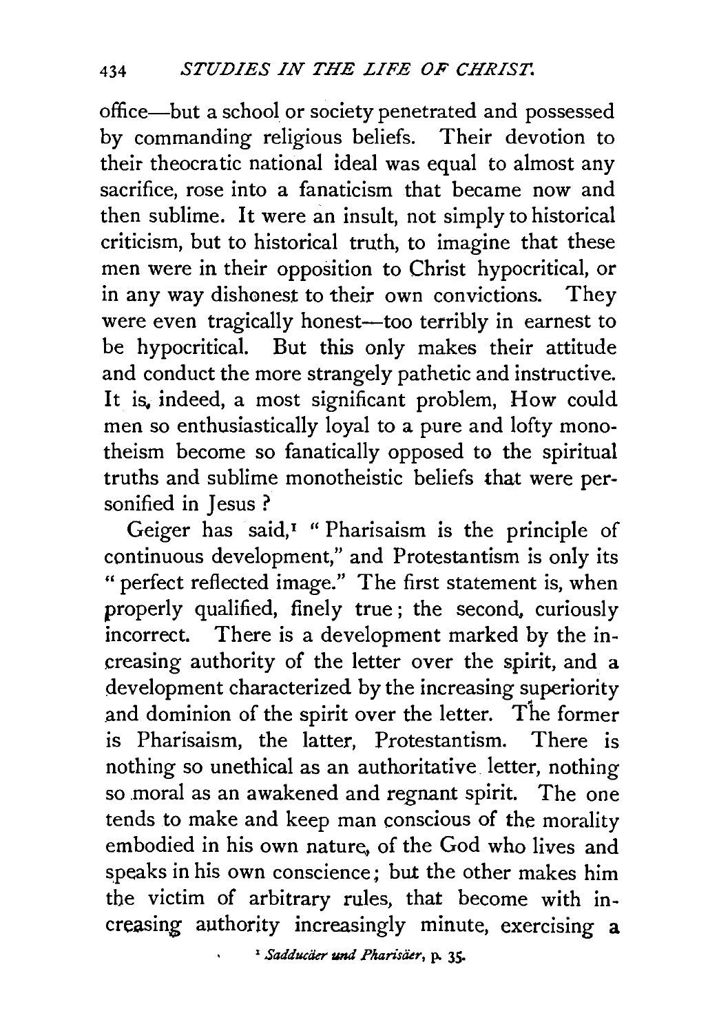office—but a school or society penetrated and possessed by commanding religious beliefs. Their devotion to their theocratic national ideal was equal to almost any sacrifice, rose into a fanaticism that became now and then sublime. It were an insult, not simply to historical criticism, but to historical truth, to imagine that these men were in their opposition to Christ hypocritical, or in any way dishonest to their own convictions. They were even tragically honest—too terribly in earnest to be hypocritical. But this only makes their attitude and conduct the more strangely pathetic and instructive. It is, indeed, a most significant problem, How could men so enthusiastically loyal to a pure and lofty monotheism become so fanatically opposed to the spiritual truths and sublime monotheistic beliefs that were personified in Jesus?

Geiger has said,[1] "Pharisaism is the principle of continuous development," and Protestantism is only its "perfect reflected image." The first statement is, when properly qualified, finely true; the second, curiously incorrect. There is a development marked by the increasing authority of the letter over the spirit, and a development characterized by the increasing superiority and dominion of the spirit over the letter. The former is Pharisaism, the latter, Protestantism. There is nothing so unethical as an authoritative letter, nothing so moral as an awakened and regnant spirit. The one tends to make and keep man conscious of the morality embodied in his own nature, of the God who lives and speaks in his own conscience; but the other makes him the victim of arbitrary rules, that become with increasing authority increasingly minute, exercising a

[1] *Sadducäer und Pharisäer*, p. 35.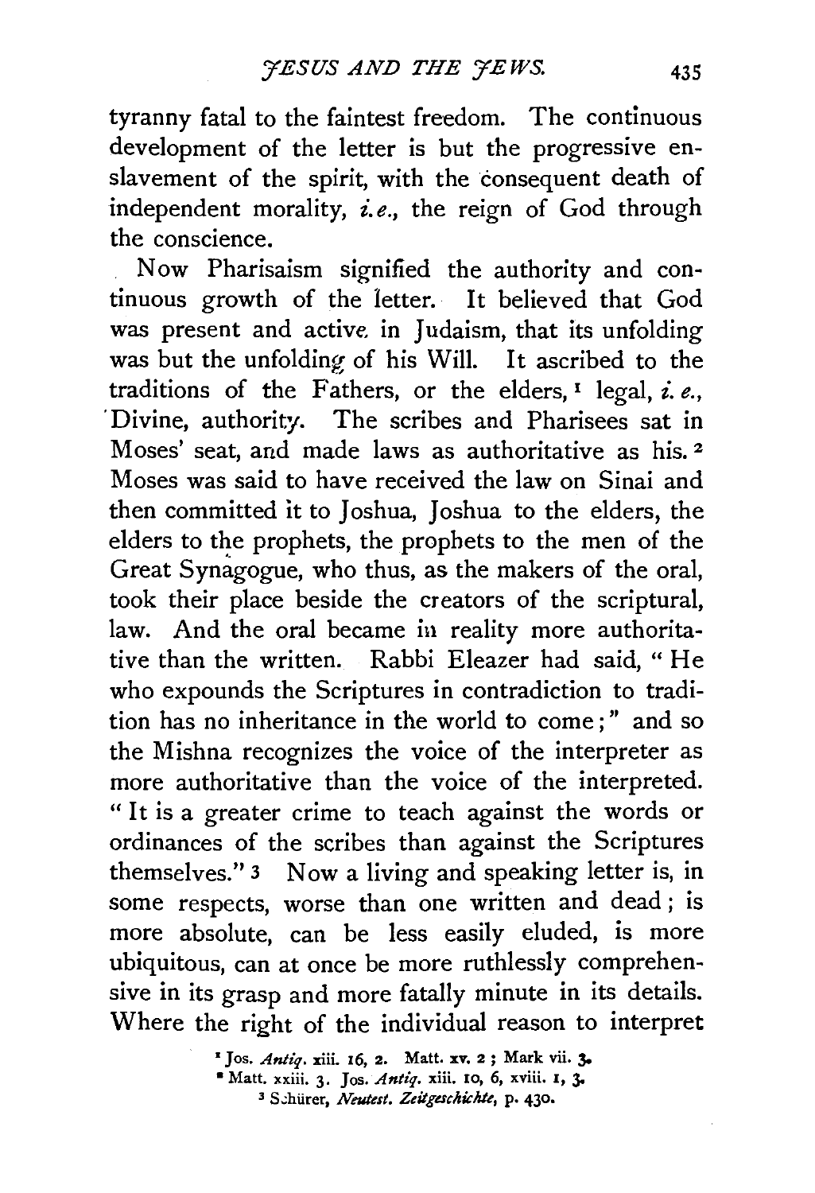tyranny fatal to the faintest freedom. The continuous development of the letter is but the progressive enslavement of the spirit, with the consequent death of independent morality, *i.e.*, the reign of God through the conscience.

Now Pharisaism signified the authority and continuous growth of the letter. It believed that God was present and active in Judaism, that its unfolding was but the unfolding of his Will. It ascribed to the traditions of the Fathers, or the elders,[1] legal, *i.e.*, Divine, authority. The scribes and Pharisees sat in Moses' seat, and made laws as authoritative as his.[2] Moses was said to have received the law on Sinai and then committed it to Joshua, Joshua to the elders, the elders to the prophets, the prophets to the men of the Great Synagogue, who thus, as the makers of the oral, took their place beside the creators of the scriptural, law. And the oral became in reality more authoritative than the written. Rabbi Eleazer had said, "He who expounds the Scriptures in contradiction to tradition has no inheritance in the world to come;" and so the Mishna recognizes the voice of the interpreter as more authoritative than the voice of the interpreted. "It is a greater crime to teach against the words or ordinances of the scribes than against the Scriptures themselves."[3] Now a living and speaking letter is, in some respects, worse than one written and dead; is more absolute, can be less easily eluded, is more ubiquitous, can at once be more ruthlessly comprehensive in its grasp and more fatally minute in its details. Where the right of the individual reason to interpret

[1] Jos. *Antiq.* xiii. 16, 2. Matt. xv. 2; Mark vii. 3.

[2] Matt. xxiii. 3. Jos. *Antiq.* xiii. 10, 6, xviii. 1, 3.

[3] Schürer, *Neutest. Zeitgeschichte*, p. 430.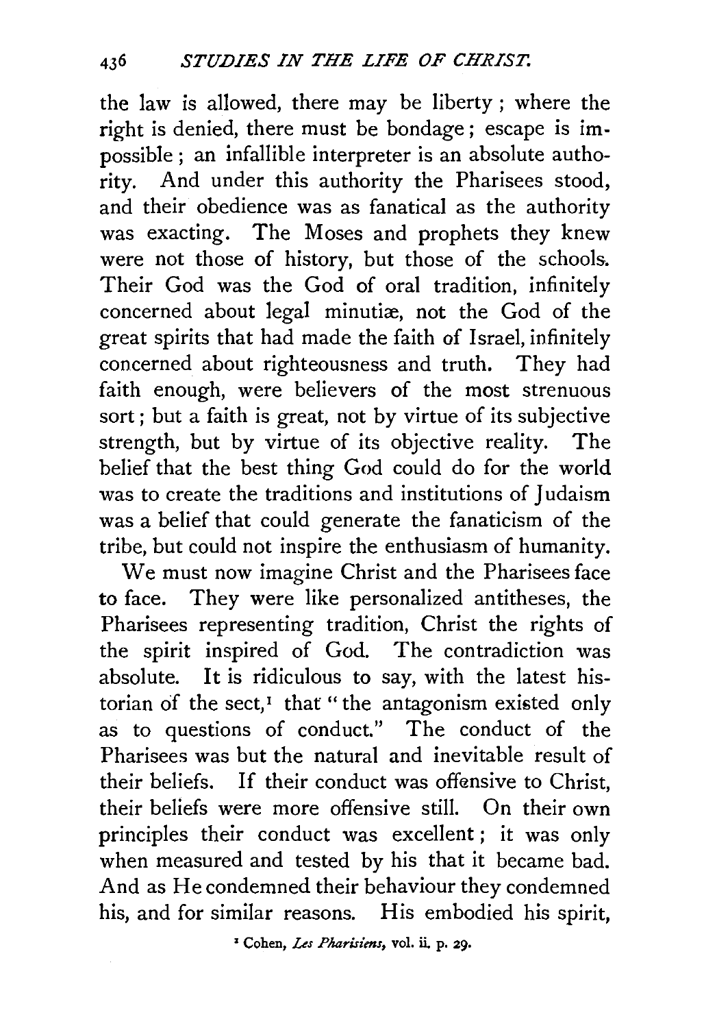the law is allowed, there may be liberty; where the right is denied, there must be bondage; escape is impossible; an infallible interpreter is an absolute authority. And under this authority the Pharisees stood, and their obedience was as fanatical as the authority was exacting. The Moses and prophets they knew were not those of history, but those of the schools. Their God was the God of oral tradition, infinitely concerned about legal minutiæ, not the God of the great spirits that had made the faith of Israel, infinitely concerned about righteousness and truth. They had faith enough, were believers of the most strenuous sort; but a faith is great, not by virtue of its subjective strength, but by virtue of its objective reality. The belief that the best thing God could do for the world was to create the traditions and institutions of Judaism was a belief that could generate the fanaticism of the tribe, but could not inspire the enthusiasm of humanity.

We must now imagine Christ and the Pharisees face to face. They were like personalized antitheses, the Pharisees representing tradition, Christ the rights of the spirit inspired of God. The contradiction was absolute. It is ridiculous to say, with the latest historian of the sect,[1] that "the antagonism existed only as to questions of conduct." The conduct of the Pharisees was but the natural and inevitable result of their beliefs. If their conduct was offensive to Christ, their beliefs were more offensive still. On their own principles their conduct was excellent; it was only when measured and tested by his that it became bad. And as He condemned their behaviour they condemned his, and for similar reasons. His embodied his spirit,

[1] Cohen, *Les Pharisiens*, vol. ii. p. 29.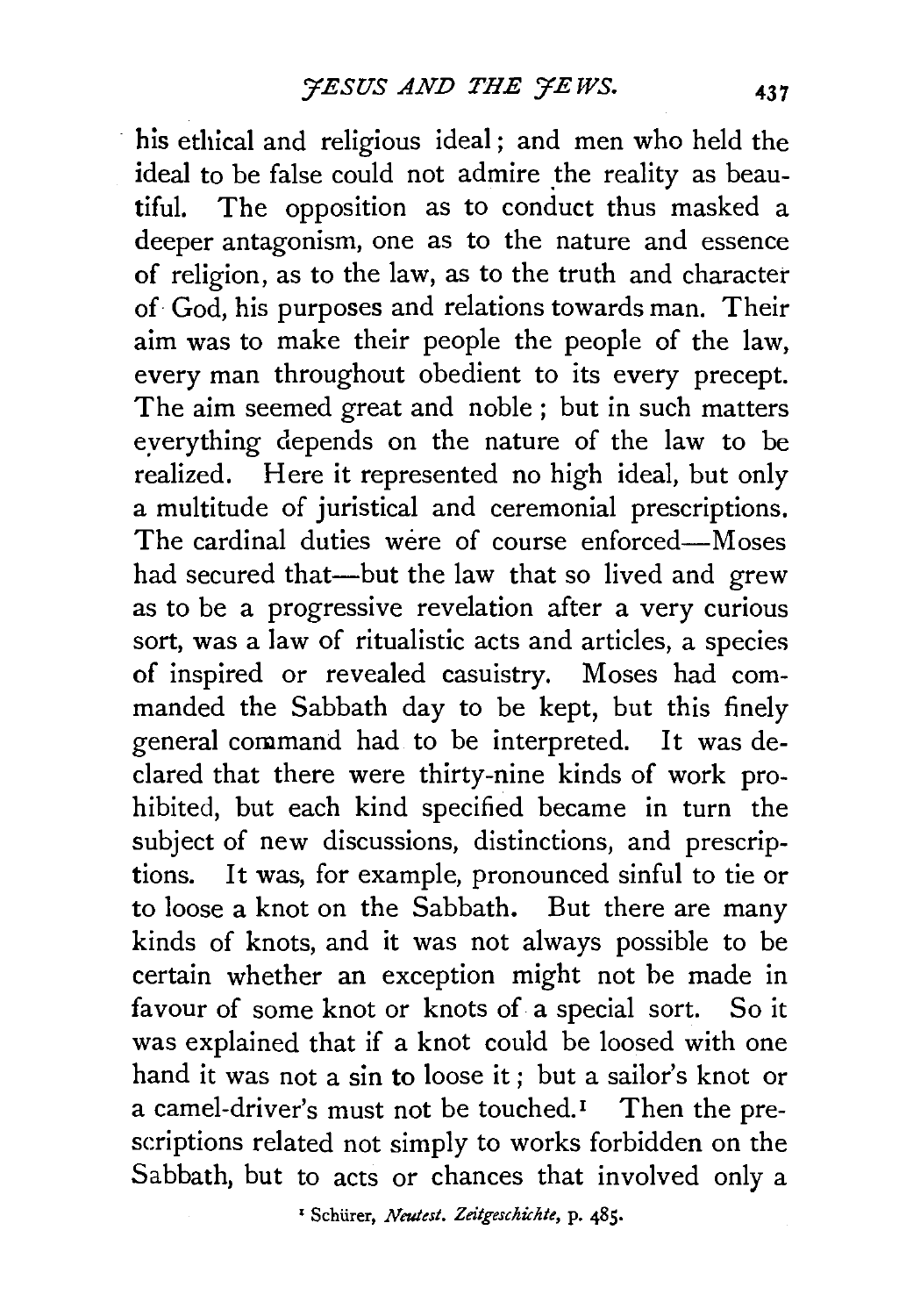his ethical and religious ideal; and men who held the ideal to be false could not admire the reality as beautiful. The opposition as to conduct thus masked a deeper antagonism, one as to the nature and essence of religion, as to the law, as to the truth and character of God, his purposes and relations towards man. Their aim was to make their people the people of the law, every man throughout obedient to its every precept. The aim seemed great and noble; but in such matters everything depends on the nature of the law to be realized. Here it represented no high ideal, but only a multitude of juristical and ceremonial prescriptions. The cardinal duties were of course enforced—Moses had secured that—but the law that so lived and grew as to be a progressive revelation after a very curious sort, was a law of ritualistic acts and articles, a species of inspired or revealed casuistry. Moses had commanded the Sabbath day to be kept, but this finely general command had to be interpreted. It was declared that there were thirty-nine kinds of work prohibited, but each kind specified became in turn the subject of new discussions, distinctions, and prescriptions. It was, for example, pronounced sinful to tie or to loose a knot on the Sabbath. But there are many kinds of knots, and it was not always possible to be certain whether an exception might not be made in favour of some knot or knots of a special sort. So it was explained that if a knot could be loosed with one hand it was not a sin to loose it; but a sailor's knot or a camel-driver's must not be touched.[1] Then the prescriptions related not simply to works forbidden on the Sabbath, but to acts or chances that involved only a

[1] Schürer, *Neutest. Zeitgeschichte*, p. 485.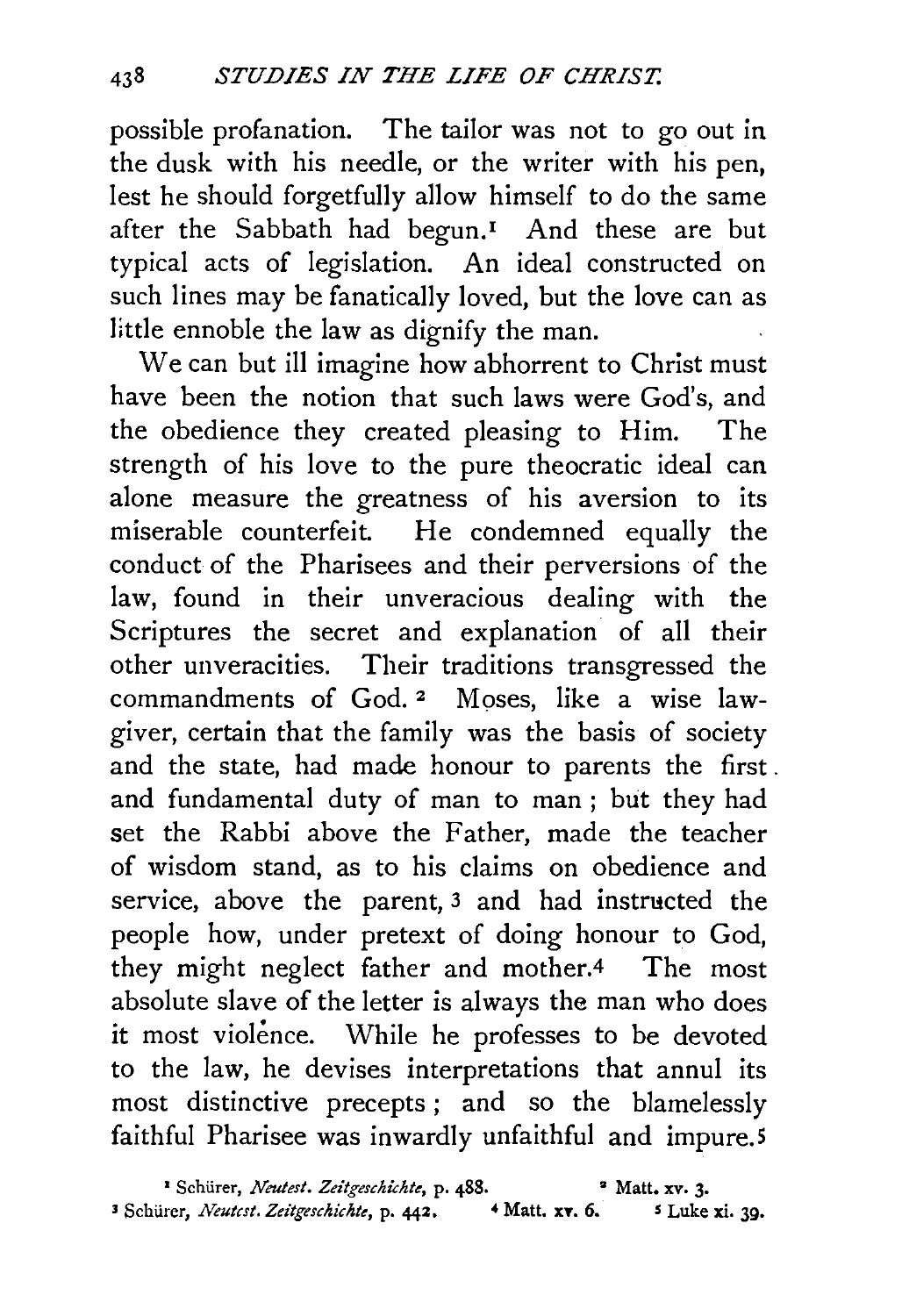possible profanation. The tailor was not to go out in the dusk with his needle, or the writer with his pen, lest he should forgetfully allow himself to do the same after the Sabbath had begun.[1] And these are but typical acts of legislation. An ideal constructed on such lines may be fanatically loved, but the love can as little ennoble the law as dignify the man.

We can but ill imagine how abhorrent to Christ must have been the notion that such laws were God's, and the obedience they created pleasing to Him. The strength of his love to the pure theocratic ideal can alone measure the greatness of his aversion to its miserable counterfeit. He condemned equally the conduct of the Pharisees and their perversions of the law, found in their unveracious dealing with the Scriptures the secret and explanation of all their other unveracities. Their traditions transgressed the commandments of God.[2] Moses, like a wise law-giver, certain that the family was the basis of society and the state, had made honour to parents the first and fundamental duty of man to man; but they had set the Rabbi above the Father, made the teacher of wisdom stand, as to his claims on obedience and service, above the parent,[3] and had instructed the people how, under pretext of doing honour to God, they might neglect father and mother.[4] The most absolute slave of the letter is always the man who does it most violence. While he professes to be devoted to the law, he devises interpretations that annul its most distinctive precepts; and so the blamelessly faithful Pharisee was inwardly unfaithful and impure.[5]

[1] Schürer, *Neutest. Zeitgeschichte*, p. 488.
[2] Matt. xv. 3.
[3] Schürer, *Neutest. Zeitgeschichte*, p. 442.
[4] Matt. xv. 6.
[5] Luke xi. 39.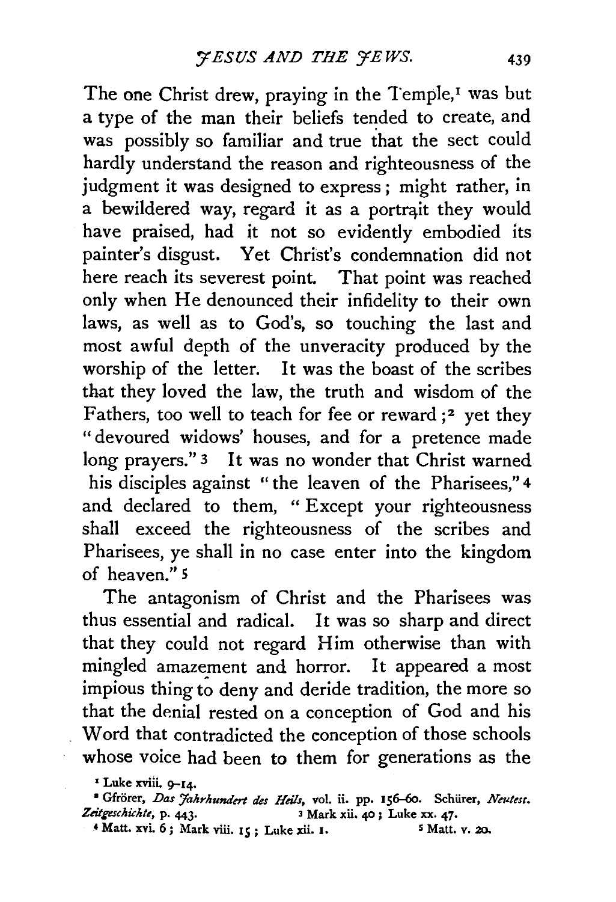The one Christ drew, praying in the Temple,[1] was but a type of the man their beliefs tended to create, and was possibly so familiar and true that the sect could hardly understand the reason and righteousness of the judgment it was designed to express; might rather, in a bewildered way, regard it as a portrait they would have praised, had it not so evidently embodied its painter's disgust. Yet Christ's condemnation did not here reach its severest point. That point was reached only when He denounced their infidelity to their own laws, as well as to God's, so touching the last and most awful depth of the unveracity produced by the worship of the letter. It was the boast of the scribes that they loved the law, the truth and wisdom of the Fathers, too well to teach for fee or reward;[2] yet they "devoured widows' houses, and for a pretence made long prayers."[3] It was no wonder that Christ warned his disciples against "the leaven of the Pharisees,"[4] and declared to them, "Except your righteousness shall exceed the righteousness of the scribes and Pharisees, ye shall in no case enter into the kingdom of heaven."[5]

The antagonism of Christ and the Pharisees was thus essential and radical. It was so sharp and direct that they could not regard Him otherwise than with mingled amazement and horror. It appeared a most impious thing to deny and deride tradition, the more so that the denial rested on a conception of God and his Word that contradicted the conception of those schools whose voice had been to them for generations as the

[1] Luke xviii. 9–14.

[2] Gfrörer, *Das Jahrhundert des Heils*, vol. ii. pp. 156–60. Schürer, *Neutest. Zeitgeschichte*, p. 443.

[3] Mark xii. 40; Luke xx. 47.

[4] Matt. xvi. 6; Mark viii. 15; Luke xii. 1.

[5] Matt. v. 20.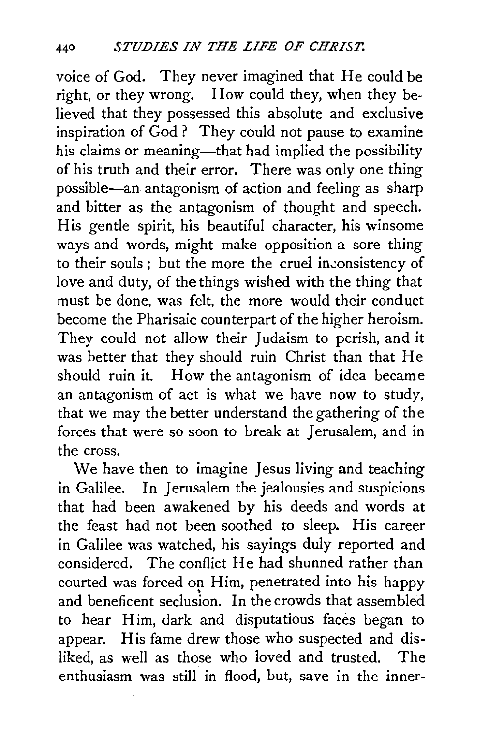voice of God. They never imagined that He could be right, or they wrong. How could they, when they believed that they possessed this absolute and exclusive inspiration of God? They could not pause to examine his claims or meaning—that had implied the possibility of his truth and their error. There was only one thing possible—an antagonism of action and feeling as sharp and bitter as the antagonism of thought and speech. His gentle spirit, his beautiful character, his winsome ways and words, might make opposition a sore thing to their souls; but the more the cruel inconsistency of love and duty, of the things wished with the thing that must be done, was felt, the more would their conduct become the Pharisaic counterpart of the higher heroism. They could not allow their Judaism to perish, and it was better that they should ruin Christ than that He should ruin it. How the antagonism of idea became an antagonism of act is what we have now to study, that we may the better understand the gathering of the forces that were so soon to break at Jerusalem, and in the cross.

We have then to imagine Jesus living and teaching in Galilee. In Jerusalem the jealousies and suspicions that had been awakened by his deeds and words at the feast had not been soothed to sleep. His career in Galilee was watched, his sayings duly reported and considered. The conflict He had shunned rather than courted was forced on Him, penetrated into his happy and beneficent seclusion. In the crowds that assembled to hear Him, dark and disputatious faces began to appear. His fame drew those who suspected and disliked, as well as those who loved and trusted. The enthusiasm was still in flood, but, save in the inner-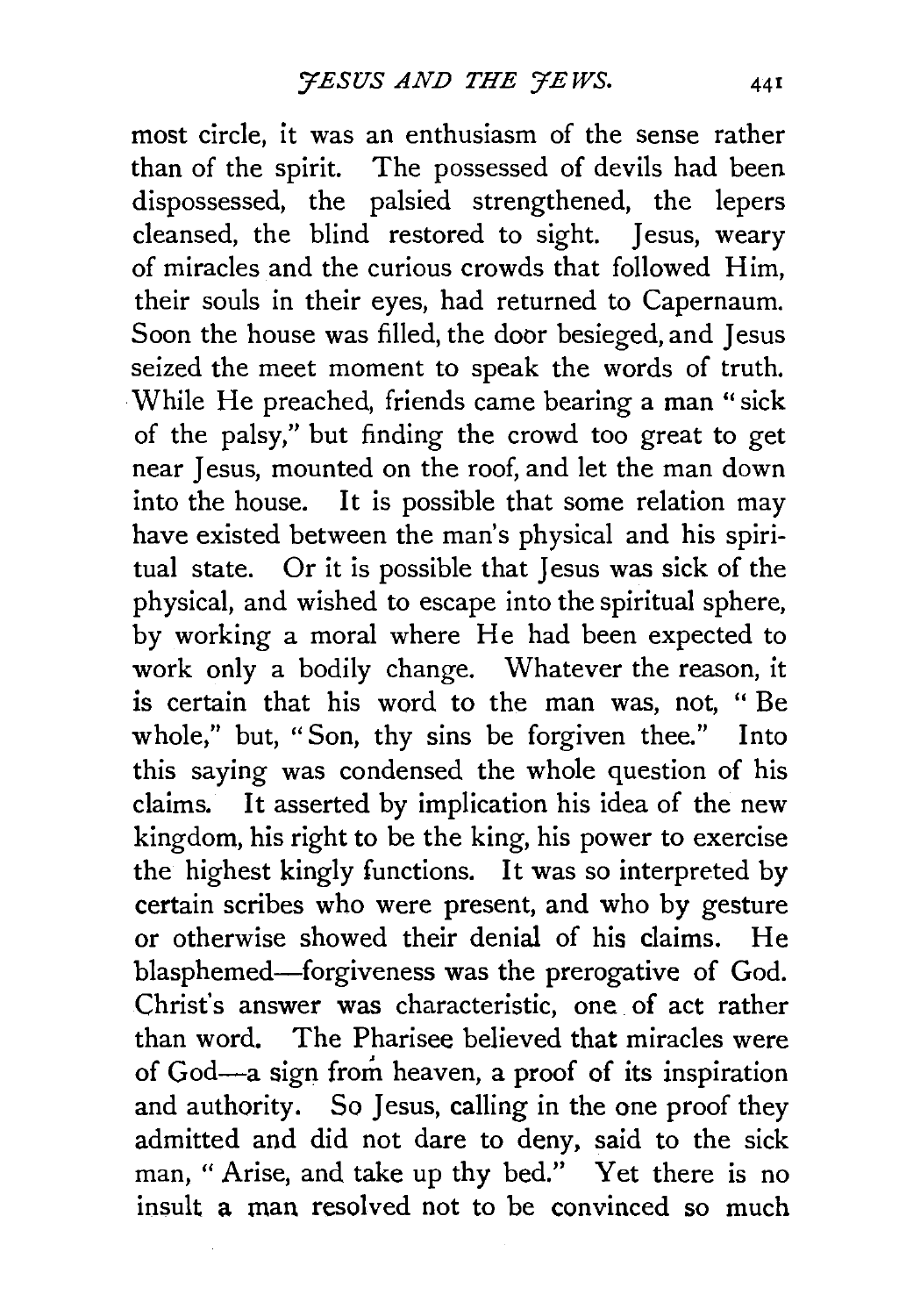most circle, it was an enthusiasm of the sense rather than of the spirit. The possessed of devils had been dispossessed, the palsied strengthened, the lepers cleansed, the blind restored to sight. Jesus, weary of miracles and the curious crowds that followed Him, their souls in their eyes, had returned to Capernaum. Soon the house was filled, the door besieged, and Jesus seized the meet moment to speak the words of truth. While He preached, friends came bearing a man "sick of the palsy," but finding the crowd too great to get near Jesus, mounted on the roof, and let the man down into the house. It is possible that some relation may have existed between the man's physical and his spiritual state. Or it is possible that Jesus was sick of the physical, and wished to escape into the spiritual sphere, by working a moral where He had been expected to work only a bodily change. Whatever the reason, it is certain that his word to the man was, not, "Be whole," but, "Son, thy sins be forgiven thee." Into this saying was condensed the whole question of his claims. It asserted by implication his idea of the new kingdom, his right to be the king, his power to exercise the highest kingly functions. It was so interpreted by certain scribes who were present, and who by gesture or otherwise showed their denial of his claims. He blasphemed—forgiveness was the prerogative of God. Christ's answer was characteristic, one of act rather than word. The Pharisee believed that miracles were of God—a sign from heaven, a proof of its inspiration and authority. So Jesus, calling in the one proof they admitted and did not dare to deny, said to the sick man, "Arise, and take up thy bed." Yet there is no insult a man resolved not to be convinced so much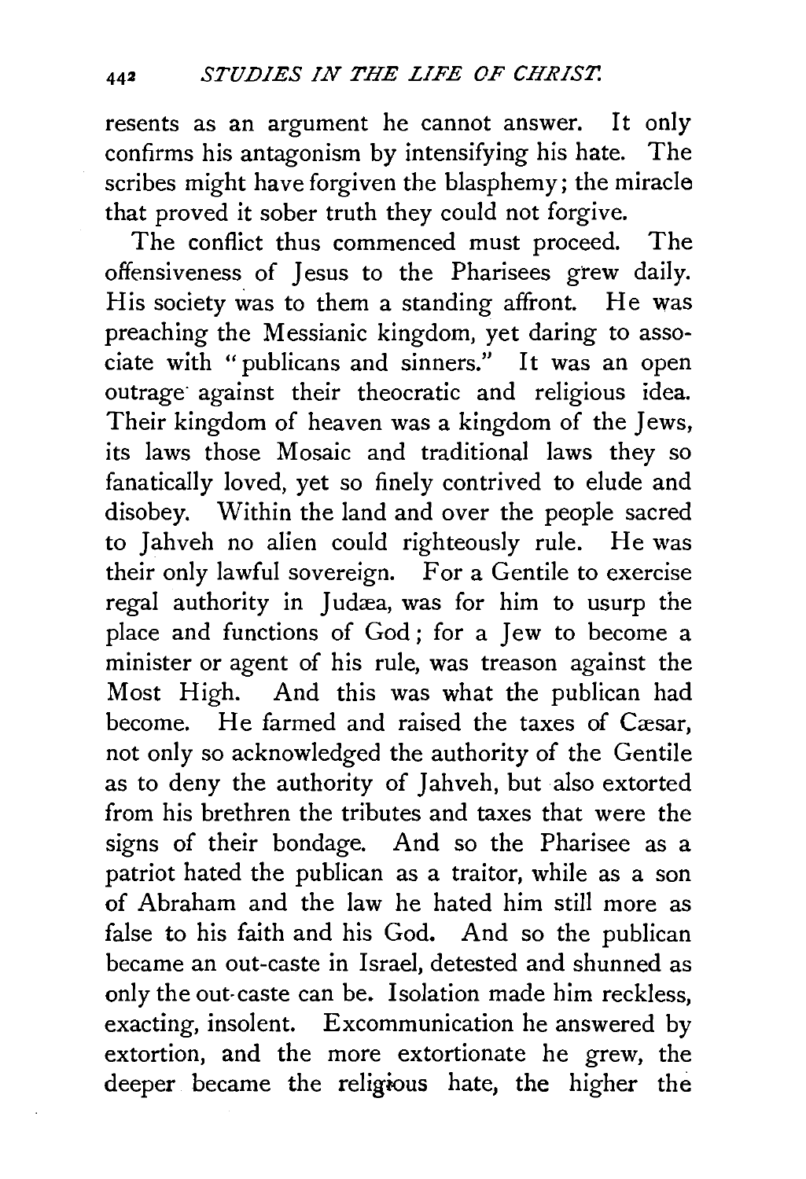resents as an argument he cannot answer. It only confirms his antagonism by intensifying his hate. The scribes might have forgiven the blasphemy; the miracle that proved it sober truth they could not forgive.

The conflict thus commenced must proceed. The offensiveness of Jesus to the Pharisees grew daily. His society was to them a standing affront. He was preaching the Messianic kingdom, yet daring to associate with "publicans and sinners." It was an open outrage against their theocratic and religious idea. Their kingdom of heaven was a kingdom of the Jews, its laws those Mosaic and traditional laws they so fanatically loved, yet so finely contrived to elude and disobey. Within the land and over the people sacred to Jahveh no alien could righteously rule. He was their only lawful sovereign. For a Gentile to exercise regal authority in Judæa, was for him to usurp the place and functions of God; for a Jew to become a minister or agent of his rule, was treason against the Most High. And this was what the publican had become. He farmed and raised the taxes of Cæsar, not only so acknowledged the authority of the Gentile as to deny the authority of Jahveh, but also extorted from his brethren the tributes and taxes that were the signs of their bondage. And so the Pharisee as a patriot hated the publican as a traitor, while as a son of Abraham and the law he hated him still more as false to his faith and his God. And so the publican became an out-caste in Israel, detested and shunned as only the out-caste can be. Isolation made him reckless, exacting, insolent. Excommunication he answered by extortion, and the more extortionate he grew, the deeper became the religious hate, the higher the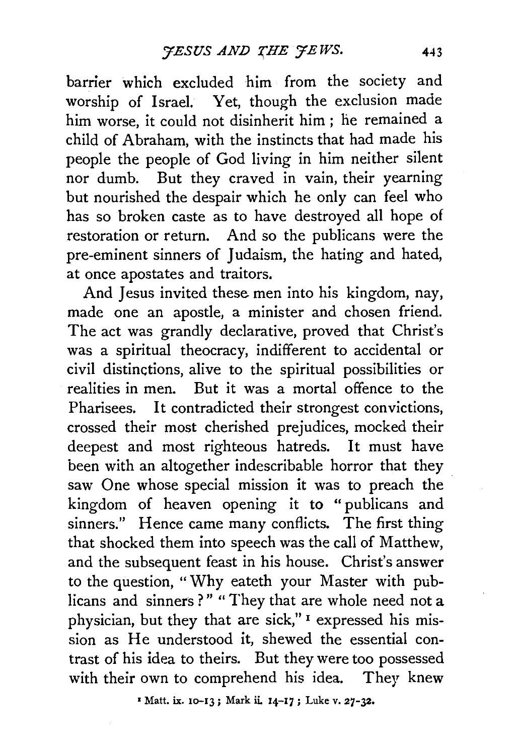barrier which excluded him from the society and worship of Israel. Yet, though the exclusion made him worse, it could not disinherit him; he remained a child of Abraham, with the instincts that had made his people the people of God living in him neither silent nor dumb. But they craved in vain, their yearning but nourished the despair which he only can feel who has so broken caste as to have destroyed all hope of restoration or return. And so the publicans were the pre-eminent sinners of Judaism, the hating and hated, at once apostates and traitors.

And Jesus invited these men into his kingdom, nay, made one an apostle, a minister and chosen friend. The act was grandly declarative, proved that Christ's was a spiritual theocracy, indifferent to accidental or civil distinctions, alive to the spiritual possibilities or realities in men. But it was a mortal offence to the Pharisees. It contradicted their strongest convictions, crossed their most cherished prejudices, mocked their deepest and most righteous hatreds. It must have been with an altogether indescribable horror that they saw One whose special mission it was to preach the kingdom of heaven opening it to "publicans and sinners." Hence came many conflicts. The first thing that shocked them into speech was the call of Matthew, and the subsequent feast in his house. Christ's answer to the question, "Why eateth your Master with publicans and sinners?" "They that are whole need not a physician, but they that are sick,"[1] expressed his mission as He understood it, shewed the essential contrast of his idea to theirs. But they were too possessed with their own to comprehend his idea. They knew

[1] Matt. ix. 10-13; Mark ii. 14-17; Luke v. 27-32.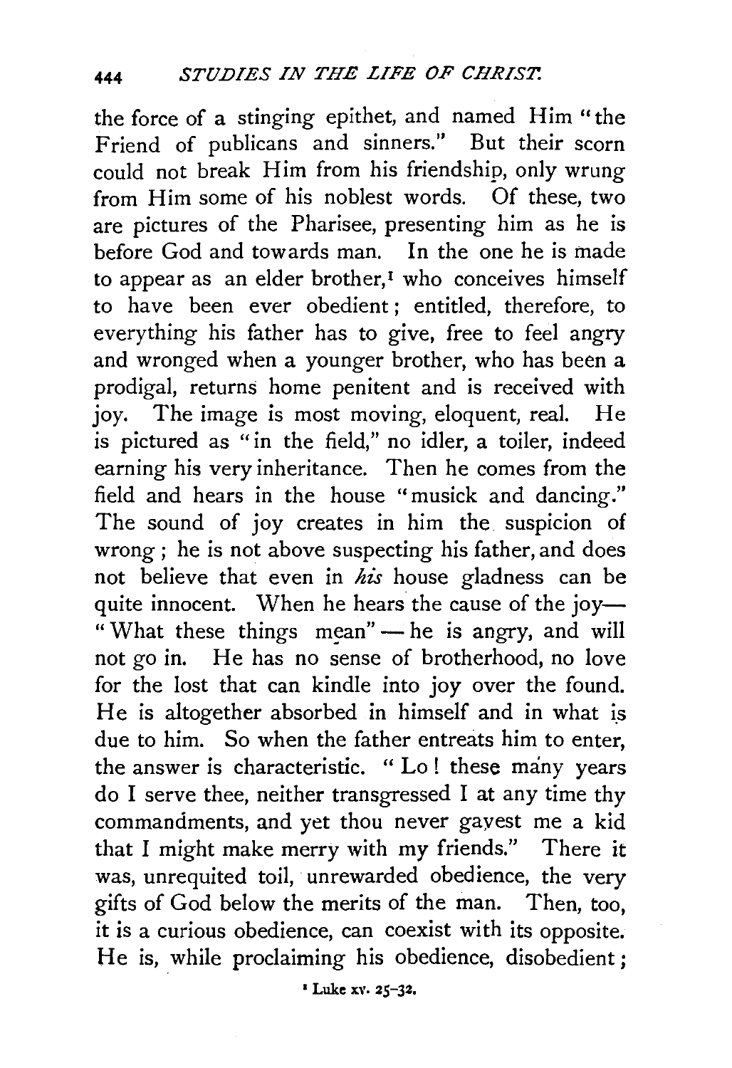the force of a stinging epithet, and named Him "the Friend of publicans and sinners." But their scorn could not break Him from his friendship, only wrung from Him some of his noblest words. Of these, two are pictures of the Pharisee, presenting him as he is before God and towards man. In the one he is made to appear as an elder brother,[1] who conceives himself to have been ever obedient; entitled, therefore, to everything his father has to give, free to feel angry and wronged when a younger brother, who has been a prodigal, returns home penitent and is received with joy. The image is most moving, eloquent, real. He is pictured as "in the field," no idler, a toiler, indeed earning his very inheritance. Then he comes from the field and hears in the house "musick and dancing." The sound of joy creates in him the suspicion of wrong; he is not above suspecting his father, and does not believe that even in *his* house gladness can be quite innocent. When he hears the cause of the joy—"What these things mean"—he is angry, and will not go in. He has no sense of brotherhood, no love for the lost that can kindle into joy over the found. He is altogether absorbed in himself and in what is due to him. So when the father entreats him to enter, the answer is characteristic. "Lo! these many years do I serve thee, neither transgressed I at any time thy commandments, and yet thou never gavest me a kid that I might make merry with my friends." There it was, unrequited toil, unrewarded obedience, the very gifts of God below the merits of the man. Then, too, it is a curious obedience, can coexist with its opposite. He is, while proclaiming his obedience, disobedient;

[1] Luke xv. 25–32.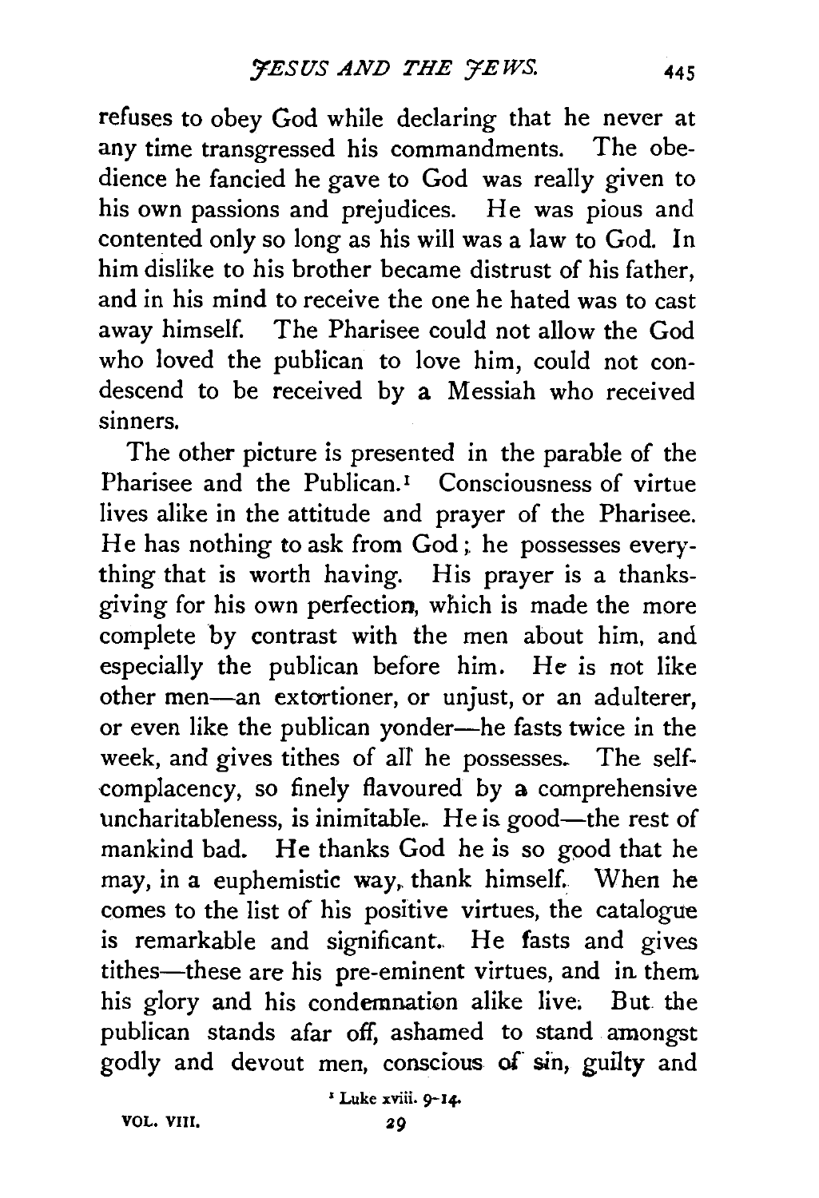refuses to obey God while declaring that he never at any time transgressed his commandments. The obedience he fancied he gave to God was really given to his own passions and prejudices. He was pious and contented only so long as his will was a law to God. In him dislike to his brother became distrust of his father, and in his mind to receive the one he hated was to cast away himself. The Pharisee could not allow the God who loved the publican to love him, could not condescend to be received by a Messiah who received sinners.

The other picture is presented in the parable of the Pharisee and the Publican.[1] Consciousness of virtue lives alike in the attitude and prayer of the Pharisee. He has nothing to ask from God; he possesses everything that is worth having. His prayer is a thanksgiving for his own perfection, which is made the more complete by contrast with the men about him, and especially the publican before him. He is not like other men—an extortioner, or unjust, or an adulterer, or even like the publican yonder—he fasts twice in the week, and gives tithes of all he possesses. The self-complacency, so finely flavoured by a comprehensive uncharitableness, is inimitable. He is good—the rest of mankind bad. He thanks God he is so good that he may, in a euphemistic way, thank himself. When he comes to the list of his positive virtues, the catalogue is remarkable and significant. He fasts and gives tithes—these are his pre-eminent virtues, and in them his glory and his condemnation alike live. But the publican stands afar off, ashamed to stand amongst godly and devout men, conscious of sin, guilty and

[1] Luke xviii. 9-14.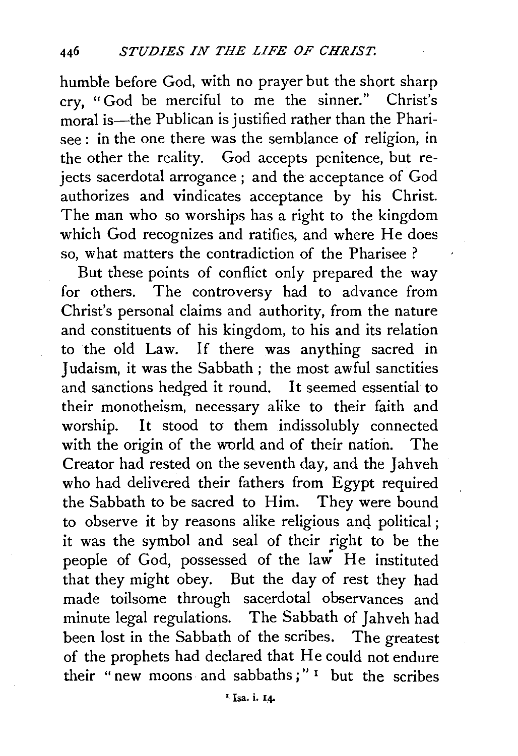humble before God, with no prayer but the short sharp cry, "God be merciful to me the sinner." Christ's moral is—the Publican is justified rather than the Pharisee: in the one there was the semblance of religion, in the other the reality. God accepts penitence, but rejects sacerdotal arrogance; and the acceptance of God authorizes and vindicates acceptance by his Christ. The man who so worships has a right to the kingdom which God recognizes and ratifies, and where He does so, what matters the contradiction of the Pharisee?

But these points of conflict only prepared the way for others. The controversy had to advance from Christ's personal claims and authority, from the nature and constituents of his kingdom, to his and its relation to the old Law. If there was anything sacred in Judaism, it was the Sabbath; the most awful sanctities and sanctions hedged it round. It seemed essential to their monotheism, necessary alike to their faith and worship. It stood to them indissolubly connected with the origin of the world and of their nation. The Creator had rested on the seventh day, and the Jahveh who had delivered their fathers from Egypt required the Sabbath to be sacred to Him. They were bound to observe it by reasons alike religious and political; it was the symbol and seal of their right to be the people of God, possessed of the law He instituted that they might obey. But the day of rest they had made toilsome through sacerdotal observances and minute legal regulations. The Sabbath of Jahveh had been lost in the Sabbath of the scribes. The greatest of the prophets had declared that He could not endure their "new moons and sabbaths;"[1] but the scribes

[1] Isa. i. 14.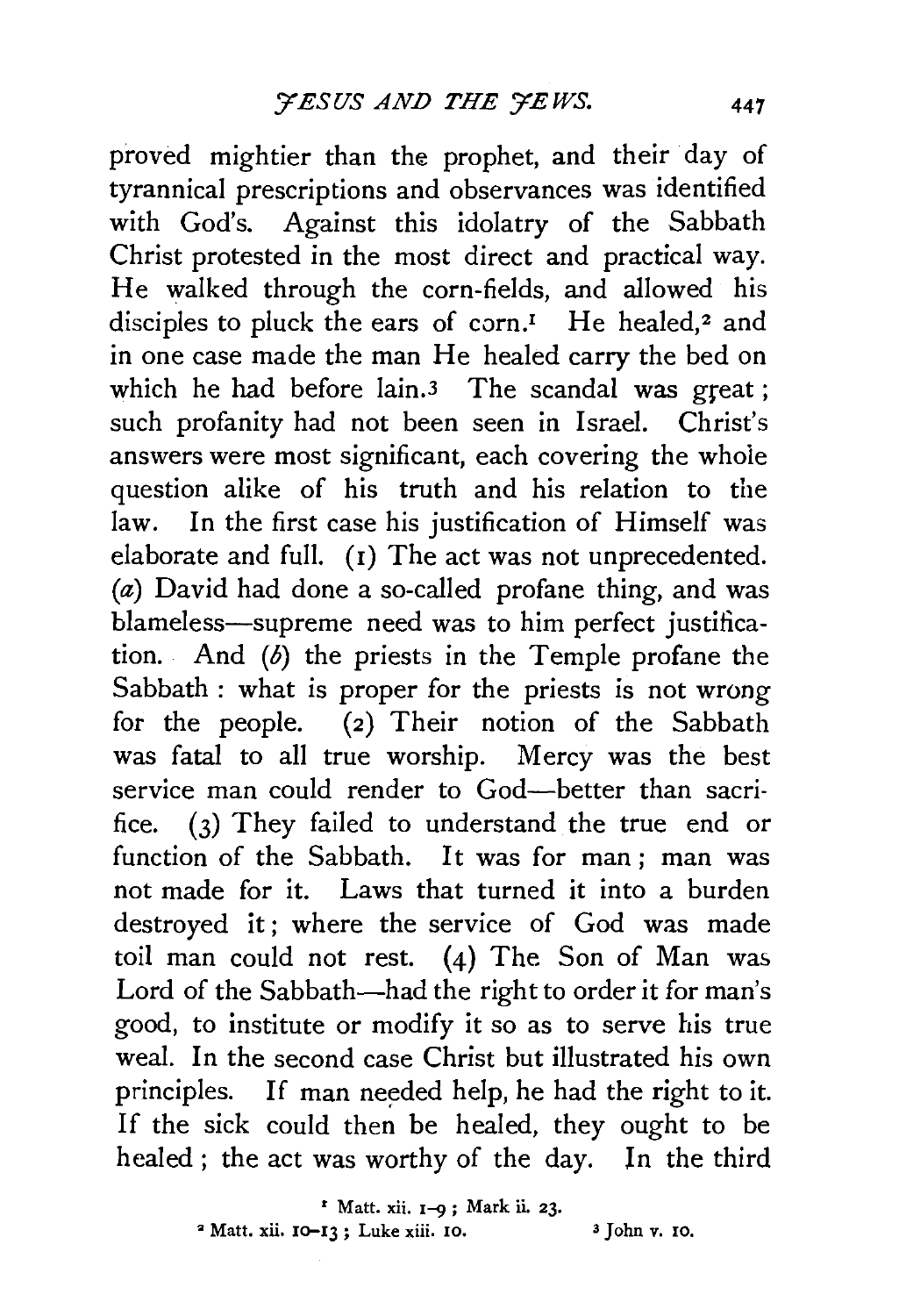proved mightier than the prophet, and their day of tyrannical prescriptions and observances was identified with God's. Against this idolatry of the Sabbath Christ protested in the most direct and practical way. He walked through the corn-fields, and allowed his disciples to pluck the ears of corn.[1] He healed,[2] and in one case made the man He healed carry the bed on which he had before lain.[3] The scandal was great; such profanity had not been seen in Israel. Christ's answers were most significant, each covering the whole question alike of his truth and his relation to the law. In the first case his justification of Himself was elaborate and full. (1) The act was not unprecedented. (*a*) David had done a so-called profane thing, and was blameless—supreme need was to him perfect justification. And (*b*) the priests in the Temple profane the Sabbath: what is proper for the priests is not wrong for the people. (2) Their notion of the Sabbath was fatal to all true worship. Mercy was the best service man could render to God—better than sacrifice. (3) They failed to understand the true end or function of the Sabbath. It was for man; man was not made for it. Laws that turned it into a burden destroyed it; where the service of God was made toil man could not rest. (4) The Son of Man was Lord of the Sabbath—had the right to order it for man's good, to institute or modify it so as to serve his true weal. In the second case Christ but illustrated his own principles. If man needed help, he had the right to it. If the sick could then be healed, they ought to be healed; the act was worthy of the day. In the third

[1] Matt. xii. 1–9; Mark ii. 23.

[2] Matt. xii. 10–13; Luke xiii. 10.

[3] John v. 10.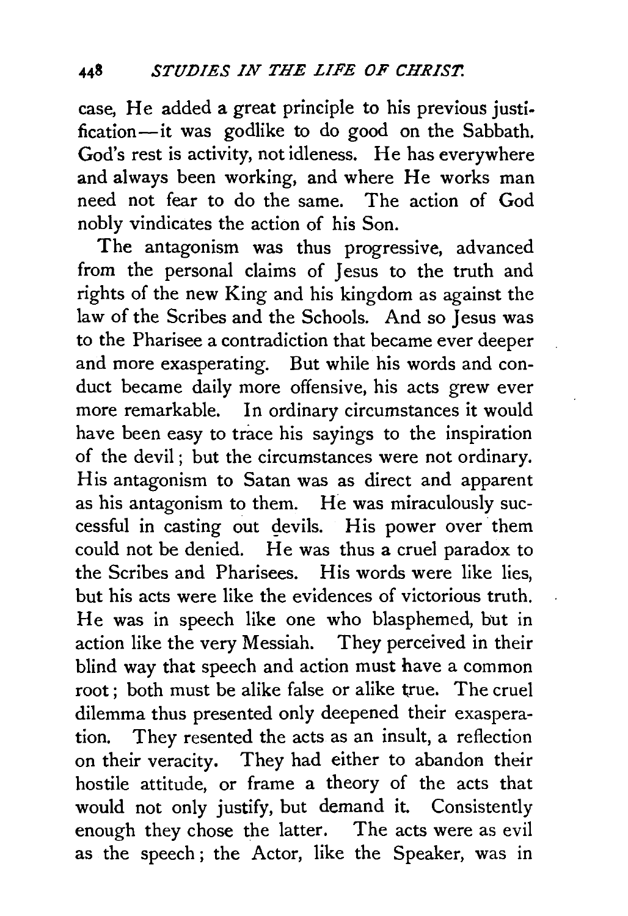case, He added a great principle to his previous justification—it was godlike to do good on the Sabbath. God's rest is activity, not idleness. He has everywhere and always been working, and where He works man need not fear to do the same. The action of God nobly vindicates the action of his Son.

The antagonism was thus progressive, advanced from the personal claims of Jesus to the truth and rights of the new King and his kingdom as against the law of the Scribes and the Schools. And so Jesus was to the Pharisee a contradiction that became ever deeper and more exasperating. But while his words and conduct became daily more offensive, his acts grew ever more remarkable. In ordinary circumstances it would have been easy to trace his sayings to the inspiration of the devil; but the circumstances were not ordinary. His antagonism to Satan was as direct and apparent as his antagonism to them. He was miraculously successful in casting out devils. His power over them could not be denied. He was thus a cruel paradox to the Scribes and Pharisees. His words were like lies, but his acts were like the evidences of victorious truth. He was in speech like one who blasphemed, but in action like the very Messiah. They perceived in their blind way that speech and action must have a common root; both must be alike false or alike true. The cruel dilemma thus presented only deepened their exasperation. They resented the acts as an insult, a reflection on their veracity. They had either to abandon their hostile attitude, or frame a theory of the acts that would not only justify, but demand it. Consistently enough they chose the latter. The acts were as evil as the speech; the Actor, like the Speaker, was in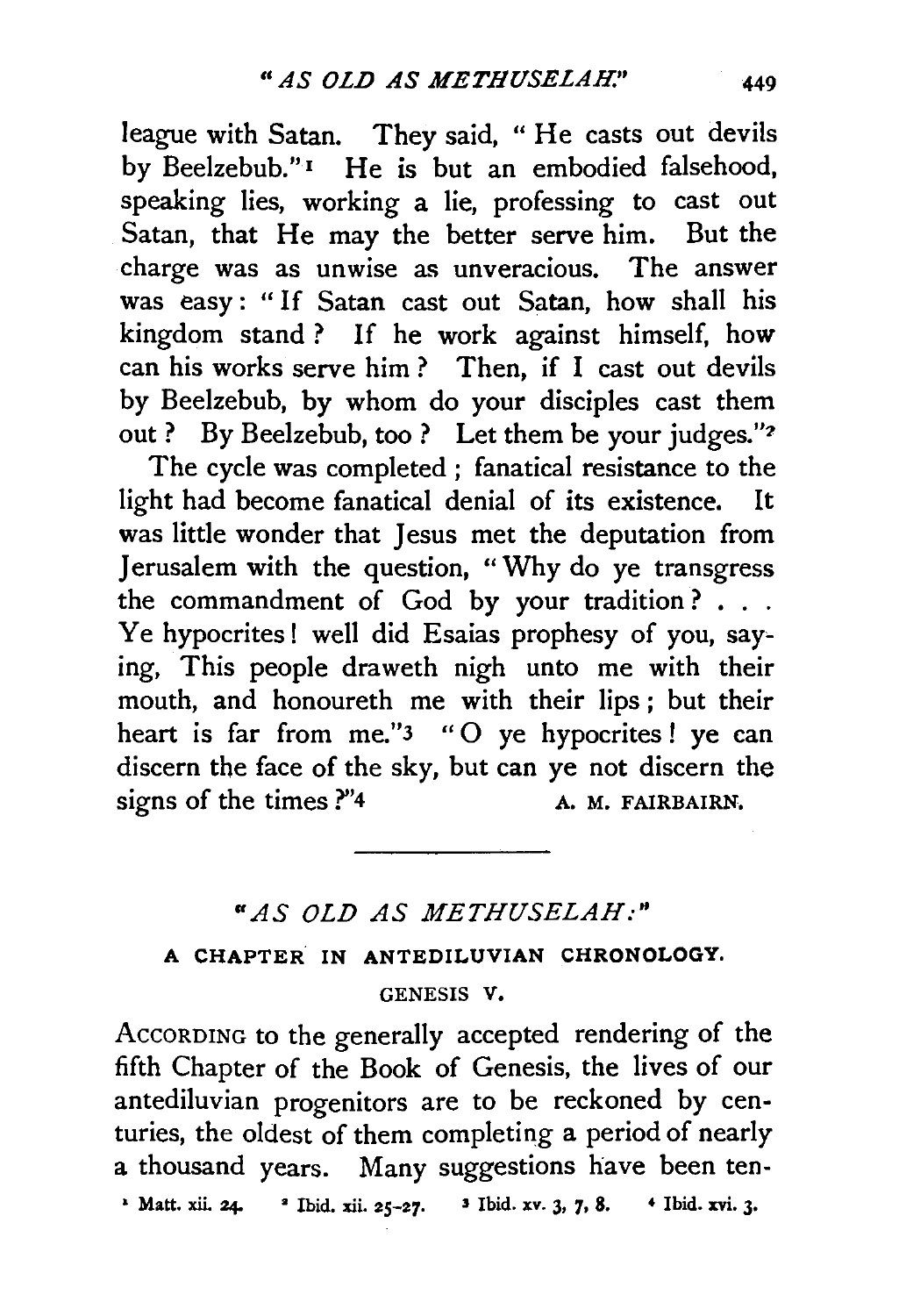league with Satan. They said, "He casts out devils by Beelzebub."[1] He is but an embodied falsehood, speaking lies, working a lie, professing to cast out Satan, that He may the better serve him. But the charge was as unwise as unveracious. The answer was easy: "If Satan cast out Satan, how shall his kingdom stand? If he work against himself, how can his works serve him? Then, if I cast out devils by Beelzebub, by whom do your disciples cast them out? By Beelzebub, too? Let them be your judges."[2]

The cycle was completed; fanatical resistance to the light had become fanatical denial of its existence. It was little wonder that Jesus met the deputation from Jerusalem with the question, "Why do ye transgress the commandment of God by your tradition? . . . Ye hypocrites! well did Esaias prophesy of you, saying, This people draweth nigh unto me with their mouth, and honoureth me with their lips; but their heart is far from me."[3] "O ye hypocrites! ye can discern the face of the sky, but can ye not discern the signs of the times?"[4]

A. M. FAIRBAIRN.

---

## "AS OLD AS METHUSELAH:"

### A CHAPTER IN ANTEDILUVIAN CHRONOLOGY.

GENESIS V.

ACCORDING to the generally accepted rendering of the fifth Chapter of the Book of Genesis, the lives of our antediluvian progenitors are to be reckoned by centuries, the oldest of them completing a period of nearly a thousand years. Many suggestions have been ten-

[1] Matt. xii. 24. [2] Ibid. xii. 25-27. [3] Ibid. xv. 3, 7, 8. [4] Ibid. xvi. 3.